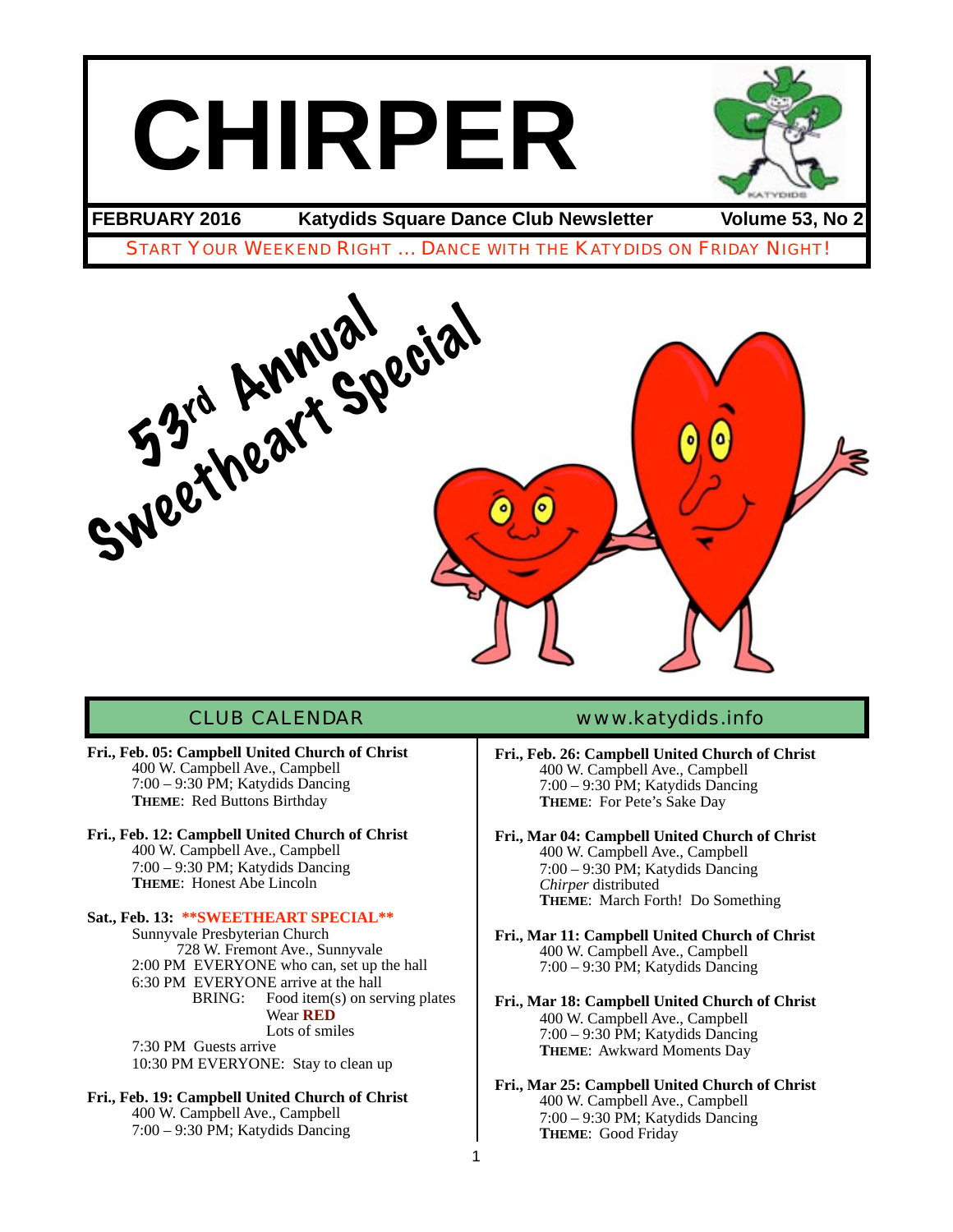# CHIRPER

**FEBRUARY 2016** — **Katydids Square Dance Club Newsletter** — **Volume 53, No 2**

START YOUR WEEKEND RIGHT … DANCE WITH THE KATYDIDS ON FRIDAY NIGHT!

53rd Annual Sweetheart Special

## CLUB CALENDAR

www.katydids.info

**Fri., Feb. 05: Campbell United Church of Christ**
400 W. Campbell Ave., Campbell
7:00 – 9:30 PM; Katydids Dancing
**THEME**: Red Buttons Birthday

**Fri., Feb. 12: Campbell United Church of Christ**
400 W. Campbell Ave., Campbell
7:00 – 9:30 PM; Katydids Dancing
**THEME**: Honest Abe Lincoln

**Sat., Feb. 13: \*\*SWEETHEART SPECIAL\*\***
Sunnyvale Presbyterian Church
728 W. Fremont Ave., Sunnyvale
2:00 PM EVERYONE who can, set up the hall
6:30 PM EVERYONE arrive at the hall
BRING: Food item(s) on serving plates
Wear **RED**
Lots of smiles
7:30 PM Guests arrive
10:30 PM EVERYONE: Stay to clean up

**Fri., Feb. 19: Campbell United Church of Christ**
400 W. Campbell Ave., Campbell
7:00 – 9:30 PM; Katydids Dancing

**Fri., Feb. 26: Campbell United Church of Christ**
400 W. Campbell Ave., Campbell
7:00 – 9:30 PM; Katydids Dancing
**THEME**: For Pete's Sake Day

**Fri., Mar 04: Campbell United Church of Christ**
400 W. Campbell Ave., Campbell
7:00 – 9:30 PM; Katydids Dancing
*Chirper* distributed
**THEME**: March Forth! Do Something

**Fri., Mar 11: Campbell United Church of Christ**
400 W. Campbell Ave., Campbell
7:00 – 9:30 PM; Katydids Dancing

**Fri., Mar 18: Campbell United Church of Christ**
400 W. Campbell Ave., Campbell
7:00 – 9:30 PM; Katydids Dancing
**THEME**: Awkward Moments Day

**Fri., Mar 25: Campbell United Church of Christ**
400 W. Campbell Ave., Campbell
7:00 – 9:30 PM; Katydids Dancing
**THEME**: Good Friday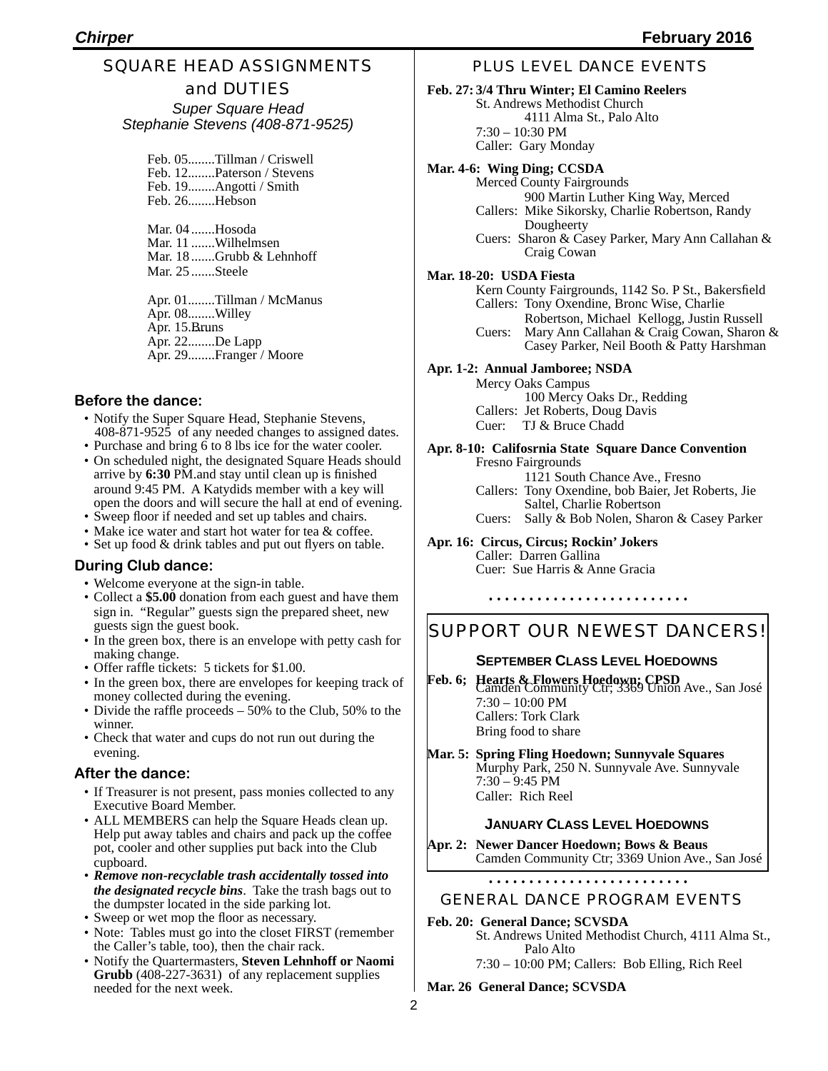## SQUARE HEAD ASSIGNMENTS and DUTIES

*Super Square Head*
*Stephanie Stevens (408-871-9525)*

Feb. 05........Tillman / Criswell
Feb. 12........Paterson / Stevens
Feb. 19........Angotti / Smith
Feb. 26........Hebson

Mar. 04 .......Hosoda
Mar. 11 .......Wilhelmsen
Mar. 18 .......Grubb & Lehnhoff
Mar. 25 .......Steele

Apr. 01........Tillman / McManus
Apr. 08........Willey
Apr. 15........Bruns
Apr. 22........De Lapp
Apr. 29........Franger / Moore

### Before the dance:

- Notify the Super Square Head, Stephanie Stevens, 408-871-9525 of any needed changes to assigned dates.
- Purchase and bring 6 to 8 lbs ice for the water cooler.
- On scheduled night, the designated Square Heads should arrive by **6:30** PM.and stay until clean up is finished around 9:45 PM. A Katydids member with a key will open the doors and will secure the hall at end of evening.
- Sweep floor if needed and set up tables and chairs.
- Make ice water and start hot water for tea & coffee.
- Set up food & drink tables and put out flyers on table.

### During Club dance:

- Welcome everyone at the sign-in table.
- Collect a **$5.00** donation from each guest and have them sign in. "Regular" guests sign the prepared sheet, new guests sign the guest book.
- In the green box, there is an envelope with petty cash for making change.
- Offer raffle tickets: 5 tickets for $1.00.
- In the green box, there are envelopes for keeping track of money collected during the evening.
- Divide the raffle proceeds – 50% to the Club, 50% to the winner.
- Check that water and cups do not run out during the evening.

### After the dance:

- If Treasurer is not present, pass monies collected to any Executive Board Member.
- ALL MEMBERS can help the Square Heads clean up. Help put away tables and chairs and pack up the coffee pot, cooler and other supplies put back into the Club cupboard.
- ***Remove non-recyclable trash accidentally tossed into the designated recycle bins***. Take the trash bags out to the dumpster located in the side parking lot.
- Sweep or wet mop the floor as necessary.
- Note: Tables must go into the closet FIRST (remember the Caller's table, too), then the chair rack.
- Notify the Quartermasters, **Steven Lehnhoff or Naomi Grubb** (408-227-3631) of any replacement supplies needed for the next week.

## PLUS LEVEL DANCE EVENTS

**Feb. 27: 3/4 Thru Winter; El Camino Reelers**
St. Andrews Methodist Church
4111 Alma St., Palo Alto
7:30 – 10:30 PM
Caller: Gary Monday

**Mar. 4-6: Wing Ding; CCSDA**
Merced County Fairgrounds
900 Martin Luther King Way, Merced
Callers: Mike Sikorsky, Charlie Robertson, Randy Dougheerty
Cuers: Sharon & Casey Parker, Mary Ann Callahan & Craig Cowan

**Mar. 18-20: USDA Fiesta**
Kern County Fairgrounds, 1142 So. P St., Bakersfield
Callers: Tony Oxendine, Bronc Wise, Charlie Robertson, Michael Kellogg, Justin Russell
Cuers: Mary Ann Callahan & Craig Cowan, Sharon & Casey Parker, Neil Booth & Patty Harshman

**Apr. 1-2: Annual Jamboree; NSDA**
Mercy Oaks Campus
100 Mercy Oaks Dr., Redding
Callers: Jet Roberts, Doug Davis
Cuer: TJ & Bruce Chadd

**Apr. 8-10: Califosrnia State Square Dance Convention**
Fresno Fairgrounds
1121 South Chance Ave., Fresno
Callers: Tony Oxendine, bob Baier, Jet Roberts, Jie Saltel, Charlie Robertson
Cuers: Sally & Bob Nolen, Sharon & Casey Parker

**Apr. 16: Circus, Circus; Rockin' Jokers**
Caller: Darren Gallina
Cuer: Sue Harris & Anne Gracia

## SUPPORT OUR NEWEST DANCERS!

### September Class Level Hoedowns

**Feb. 6; Hearts & Flowers Hoedown; CPSD**
Camden Community Ctr; 3369 Union Ave., San José
7:30 – 10:00 PM
Callers: Tork Clark
Bring food to share

**Mar. 5: Spring Fling Hoedown; Sunnyvale Squares**
Murphy Park, 250 N. Sunnyvale Ave. Sunnyvale
7:30 – 9:45 PM
Caller: Rich Reel

### January Class Level Hoedowns

**Apr. 2: Newer Dancer Hoedown; Bows & Beaus**
Camden Community Ctr; 3369 Union Ave., San José

## GENERAL DANCE PROGRAM EVENTS

**Feb. 20: General Dance; SCVSDA**
St. Andrews United Methodist Church, 4111 Alma St., Palo Alto
7:30 – 10:00 PM; Callers: Bob Elling, Rich Reel

**Mar. 26 General Dance; SCVSDA**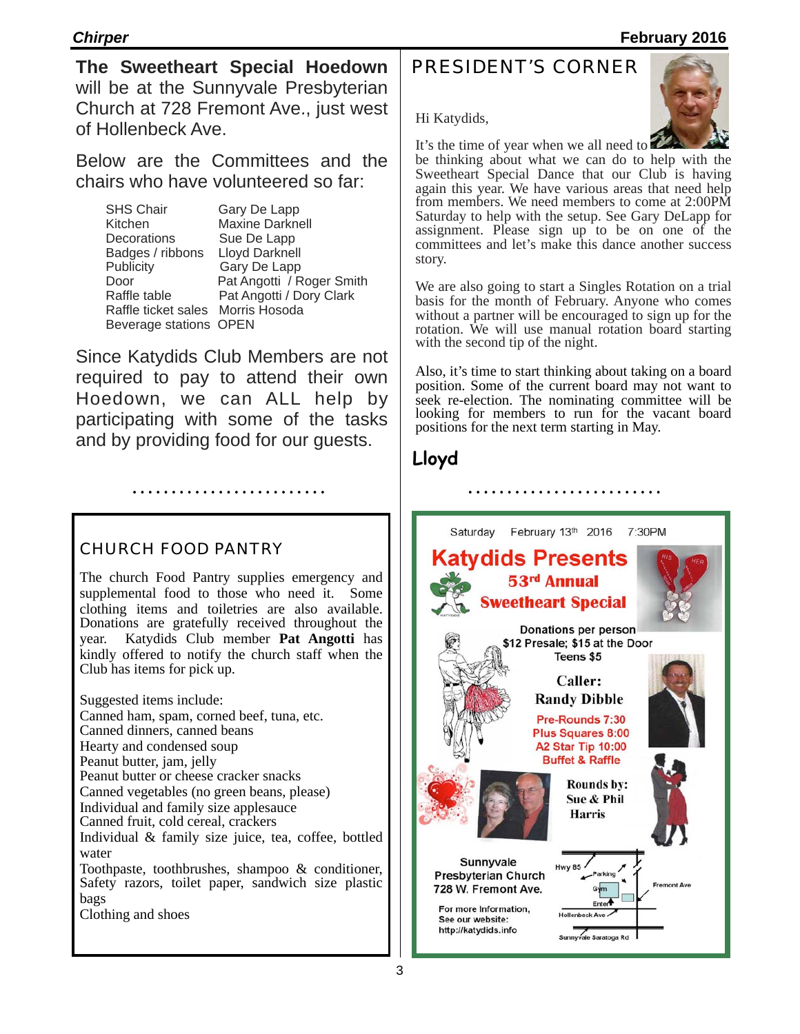**The Sweetheart Special Hoedown** will be at the Sunnyvale Presbyterian Church at 728 Fremont Ave., just west of Hollenbeck Ave.

Below are the Committees and the chairs who have volunteered so far:

| | |
|---|---|
| SHS Chair | Gary De Lapp |
| Kitchen | Maxine Darknell |
| Decorations | Sue De Lapp |
| Badges / ribbons | Lloyd Darknell |
| Publicity | Gary De Lapp |
| Door | Pat Angotti / Roger Smith |
| Raffle table | Pat Angotti / Dory Clark |
| Raffle ticket sales | Morris Hosoda |
| Beverage stations | OPEN |

Since Katydids Club Members are not required to pay to attend their own Hoedown, we can ALL help by participating with some of the tasks and by providing food for our guests.

## CHURCH FOOD PANTRY

The church Food Pantry supplies emergency and supplemental food to those who need it. Some clothing items and toiletries are also available. Donations are gratefully received throughout the year. Katydids Club member **Pat Angotti** has kindly offered to notify the church staff when the Club has items for pick up.

Suggested items include:
Canned ham, spam, corned beef, tuna, etc.
Canned dinners, canned beans
Hearty and condensed soup
Peanut butter, jam, jelly
Peanut butter or cheese cracker snacks
Canned vegetables (no green beans, please)
Individual and family size applesauce
Canned fruit, cold cereal, crackers
Individual & family size juice, tea, coffee, bottled water
Toothpaste, toothbrushes, shampoo & conditioner, Safety razors, toilet paper, sandwich size plastic bags
Clothing and shoes

## PRESIDENT'S CORNER

Hi Katydids,

It's the time of year when we all need to be thinking about what we can do to help with the Sweetheart Special Dance that our Club is having again this year. We have various areas that need help from members. We need members to come at 2:00PM Saturday to help with the setup. See Gary DeLapp for assignment. Please sign up to be on one of the committees and let's make this dance another success story.

We are also going to start a Singles Rotation on a trial basis for the month of February. Anyone who comes without a partner will be encouraged to sign up for the rotation. We will use manual rotation board starting with the second tip of the night.

Also, it's time to start thinking about taking on a board position. Some of the current board may not want to seek re-election. The nominating committee will be looking for members to run for the vacant board positions for the next term starting in May.

**Lloyd**

Saturday February 13th 2016 7:30PM

**Katydids Presents**
**53rd Annual**
**Sweetheart Special**

Donations per person
$12 Presale; $15 at the Door
Teens $5

**Caller:**
**Randy Dibble**

Pre-Rounds 7:30
Plus Squares 8:00
A2 Star Tip 10:00
Buffet & Raffle

**Rounds by:**
**Sue & Phil Harris**

Sunnyvale Presbyterian Church
728 W. Fremont Ave.

For more Information,
See our website:
http://katydids.info

Hwy 85 · Parking · Gym · Enter · Fremont Ave · Hollenbeck Ave · Sunnyvale Saratoga Rd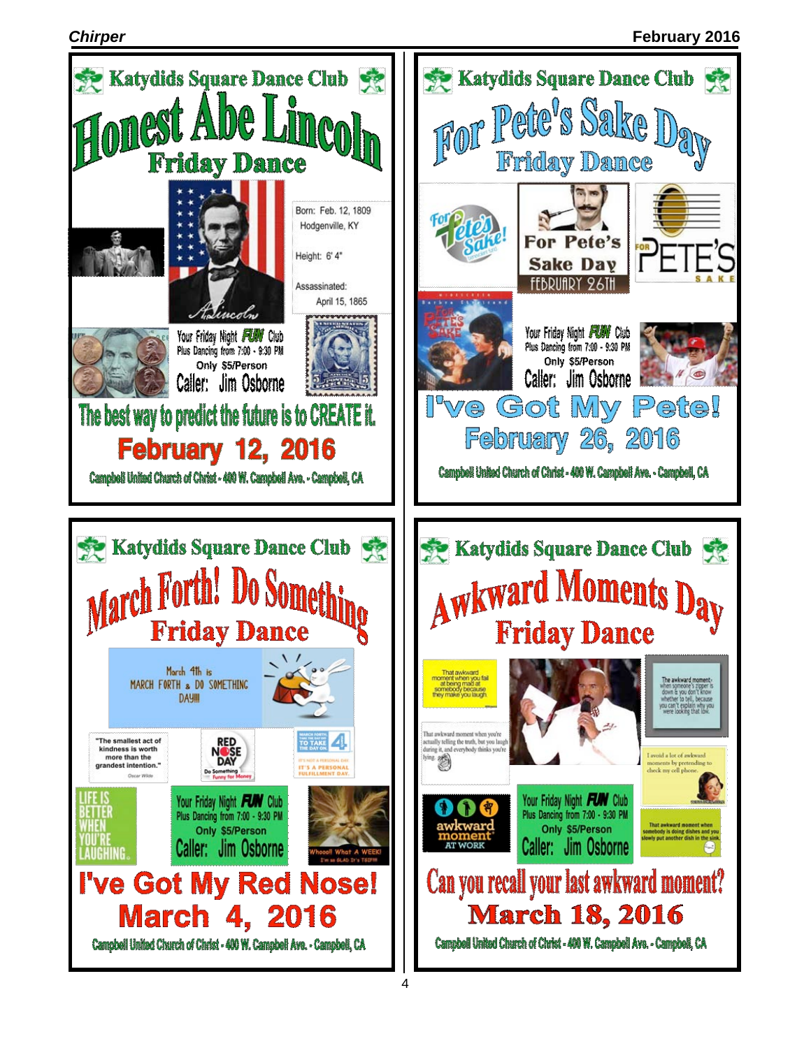## Katydids Square Dance Club

# Honest Abe Lincoln

### Friday Dance

Born: Feb. 12, 1809
Hodgenville, KY

Height: 6' 4"

Assassinated:
April 15, 1865

Your Friday Night **FUN** Club
Plus Dancing from 7:00 - 9:30 PM
Only $5/Person
Caller: Jim Osborne

**The best way to predict the future is to CREATE it.**

**February 12, 2016**

Campbell United Church of Christ - 400 W. Campbell Ave. - Campbell, CA

---

## Katydids Square Dance Club

# For Pete's Sake Day

### Friday Dance

For Pete's Sake!

For Pete's Sake Day
FEBRUARY 26TH

FOR PETE'S SAKE

Your Friday Night **FUN** Club
Plus Dancing from 7:00 - 9:30 PM
Only $5/Person
Caller: Jim Osborne

**I've Got My Pete!**

**February 26, 2016**

Campbell United Church of Christ - 400 W. Campbell Ave. - Campbell, CA

---

## Katydids Square Dance Club

# March Forth! Do Something

### Friday Dance

March 4th is MARCH FORTH & DO SOMETHING DAY!!!

"The smallest act of kindness is worth more than the grandest intention." Oscar Wilde

RED NOSE DAY
Do Something Funny for Money

MARCH FORTH TO TAKE THE DAY ON 4
IT'S NOT A PERSONAL DAY
IT'S A PERSONAL FULFILLMENT DAY.

LIFE IS BETTER WHEN YOU'RE LAUGHING.

Your Friday Night **FUN** Club
Plus Dancing from 7:00 - 9:30 PM
Only $5/Person
Caller: Jim Osborne

Whoooll What A WEEK! I'm so GLAD It's TGIF!!

**I've Got My Red Nose!**

**March 4, 2016**

Campbell United Church of Christ - 400 W. Campbell Ave. - Campbell, CA

---

## Katydids Square Dance Club

# Awkward Moments Day

### Friday Dance

That awkward moment when you fail at being mad at somebody because they make you laugh

The awkward moment when someone's zipper is down & you don't know whether to tell, because you can't explain why you were looking that low.

That awkward moment when you're actually telling the truth, but you laugh during it, and everybody thinks you're lying.

I avoid a lot of awkward moments by pretending to check my cell phone.

awkward moment AT WORK

Your Friday Night **FUN** Club
Plus Dancing from 7:00 - 9:30 PM
Only $5/Person
Caller: Jim Osborne

That awkward moment when somebody is doing dishes and you slowly put another dish in the sink.

**Can you recall your last awkward moment?**

**March 18, 2016**

Campbell United Church of Christ - 400 W. Campbell Ave. - Campbell, CA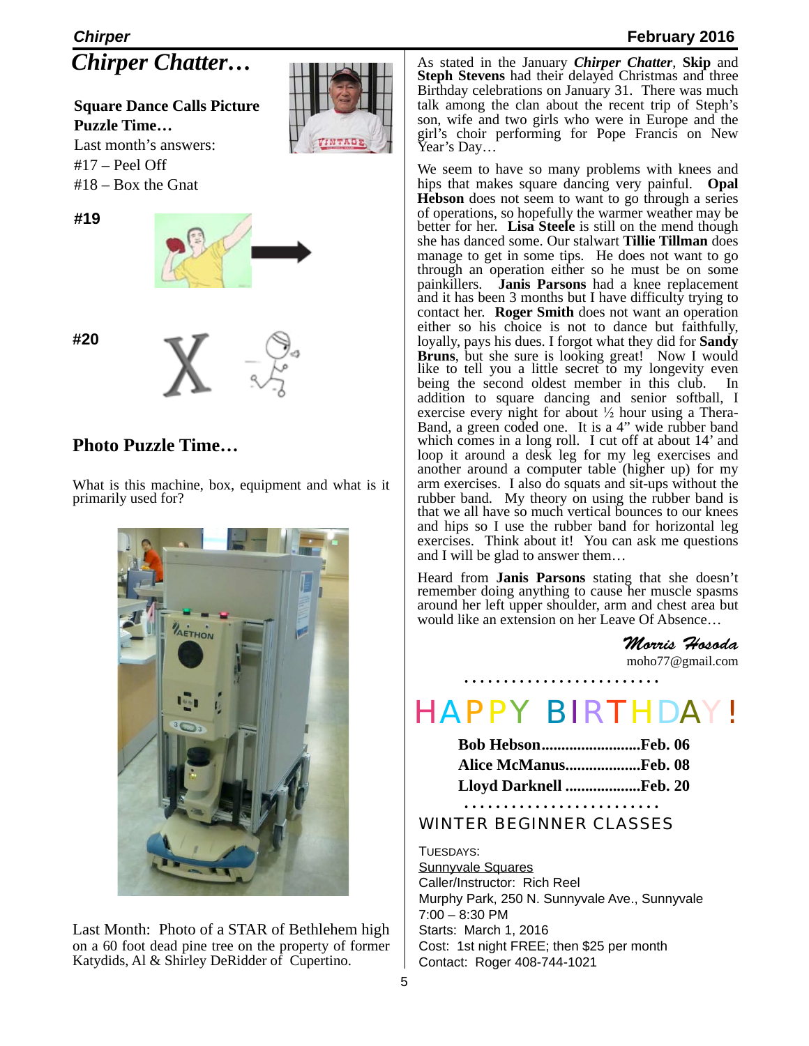# Chirper Chatter…

**Square Dance Calls Picture Puzzle Time…**

Last month's answers:
#17 – Peel Off
#18 – Box the Gnat

**#19**

**#20**

## Photo Puzzle Time…

What is this machine, box, equipment and what is it primarily used for?

Last Month: Photo of a STAR of Bethlehem high on a 60 foot dead pine tree on the property of former Katydids, Al & Shirley DeRidder of Cupertino.

As stated in the January ***Chirper Chatter***, **Skip** and **Steph Stevens** had their delayed Christmas and three Birthday celebrations on January 31. There was much talk among the clan about the recent trip of Steph's son, wife and two girls who were in Europe and the girl's choir performing for Pope Francis on New Year's Day…

We seem to have so many problems with knees and hips that makes square dancing very painful. **Opal Hebson** does not seem to want to go through a series of operations, so hopefully the warmer weather may be better for her. **Lisa Steele** is still on the mend though she has danced some. Our stalwart **Tillie Tillman** does manage to get in some tips. He does not want to go through an operation either so he must be on some painkillers. **Janis Parsons** had a knee replacement and it has been 3 months but I have difficulty trying to contact her. **Roger Smith** does not want an operation either so his choice is not to dance but faithfully, loyally, pays his dues. I forgot what they did for **Sandy Bruns**, but she sure is looking great! Now I would like to tell you a little secret to my longevity even being the second oldest member in this club. In addition to square dancing and senior softball, I exercise every night for about ½ hour using a Thera-Band, a green coded one. It is a 4" wide rubber band which comes in a long roll. I cut off at about 14' and loop it around a desk leg for my leg exercises and another around a computer table (higher up) for my arm exercises. I also do squats and sit-ups without the rubber band. My theory on using the rubber band is that we all have so much vertical bounces to our knees and hips so I use the rubber band for horizontal leg exercises. Think about it! You can ask me questions and I will be glad to answer them…

Heard from **Janis Parsons** stating that she doesn't remember doing anything to cause her muscle spasms around her left upper shoulder, arm and chest area but would like an extension on her Leave Of Absence…

*Morris Hosoda*
moho77@gmail.com

## HAPPY BIRTHDAY!

**Bob Hebson.........................Feb. 06**
**Alice McManus...................Feb. 08**
**Lloyd Darknell ...................Feb. 20**

## WINTER BEGINNER CLASSES

TUESDAYS:
Sunnyvale Squares
Caller/Instructor: Rich Reel
Murphy Park, 250 N. Sunnyvale Ave., Sunnyvale
7:00 – 8:30 PM
Starts: March 1, 2016
Cost: 1st night FREE; then $25 per month
Contact: Roger 408-744-1021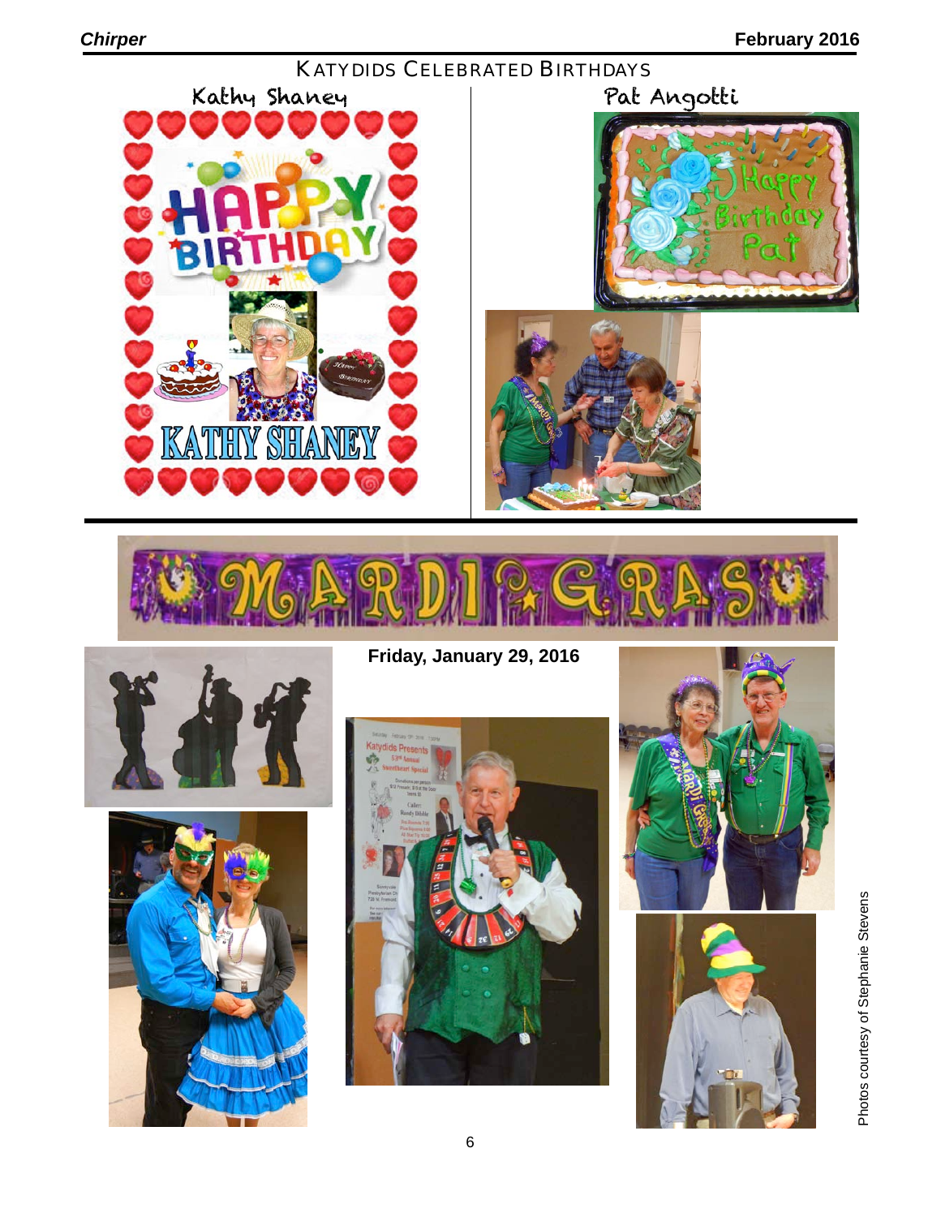## KATYDIDS CELEBRATED BIRTHDAYS

Kathy Shaney

Pat Angotti

## MARDI GRAS

**Friday, January 29, 2016**

Photos courtesy of Stephanie Stevens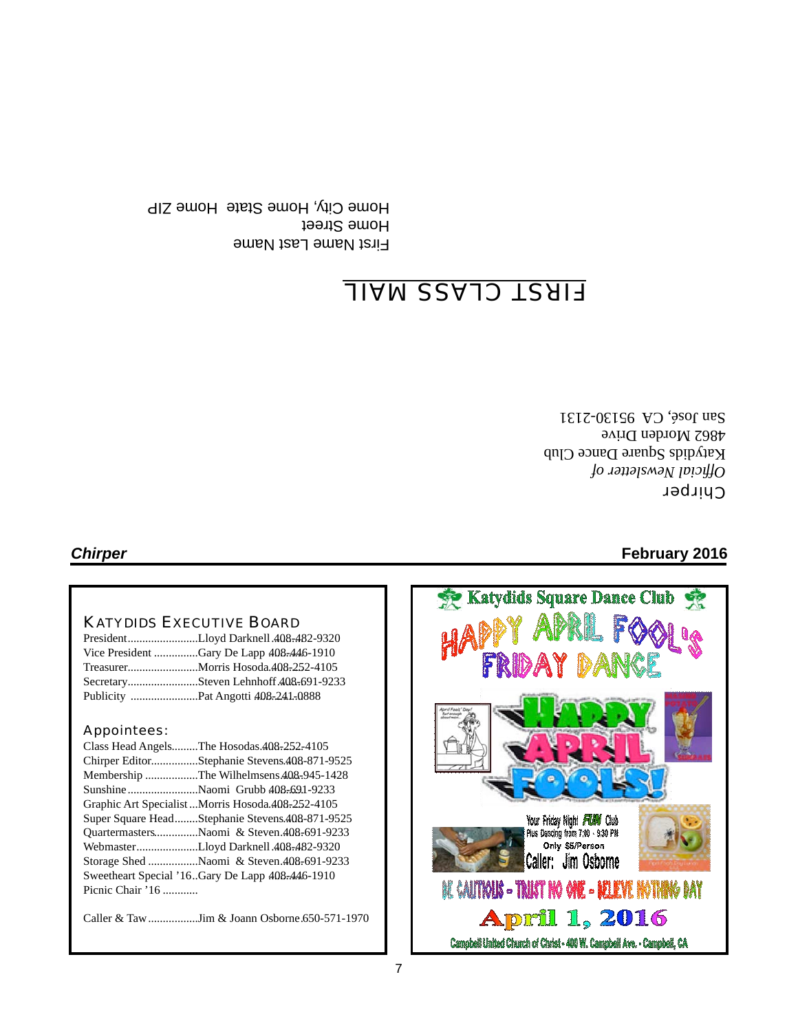FIRST CLASS MAIL

First Name Last Name
Home Street
Home City, Home State Home ZIP

Chirper
*Official Newsletter of*
Katydids Square Dance Club
4862 Morden Drive
San José, CA 95130-2131

## KATYDIDS EXECUTIVE BOARD

President........................Lloyd Darknell 408-482-9320
Vice President ...............Gary De Lapp 408-446-1910
Treasurer........................Morris Hosoda 408-252-4105
Secretary........................Steven Lehnhoff 408-691-9233
Publicity .......................Pat Angotti 408-241-0888

### Appointees:

Class Head Angels.........The Hosodas 408-252-4105
Chirper Editor................Stephanie Stevens 408-871-9525
Membership ..................The Wilhelmsens 408-945-1428
Sunshine........................Naomi Grubb 408-691-9233
Graphic Art Specialist...Morris Hosoda 408-252-4105
Super Square Head........Stephanie Stevens 408-871-9525
Quartermasters...............Naomi & Steven 408-691-9233
Webmaster.....................Lloyd Darknell 408-482-9320
Storage Shed .................Naomi & Steven 408-691-9233
Sweetheart Special '16..Gary De Lapp 408-446-1910
Picnic Chair '16 ............

Caller & Taw .................Jim & Joann Osborne 650-571-1970

Katydids Square Dance Club

HAPPY APRIL FOOL's FRIDAY DANCE

HAPPY APRIL FOOLS!

Your Friday Night FUN Club
Plus Dancing from 7:30 - 9:30 PM
Only $5/Person
Caller: Jim Osborne

BE CAUTIOUS - TRUST NO ONE - BELIEVE NOTHING DAY

April 1, 2016

Campbell United Church of Christ - 400 W. Campbell Ave. - Campbell, CA